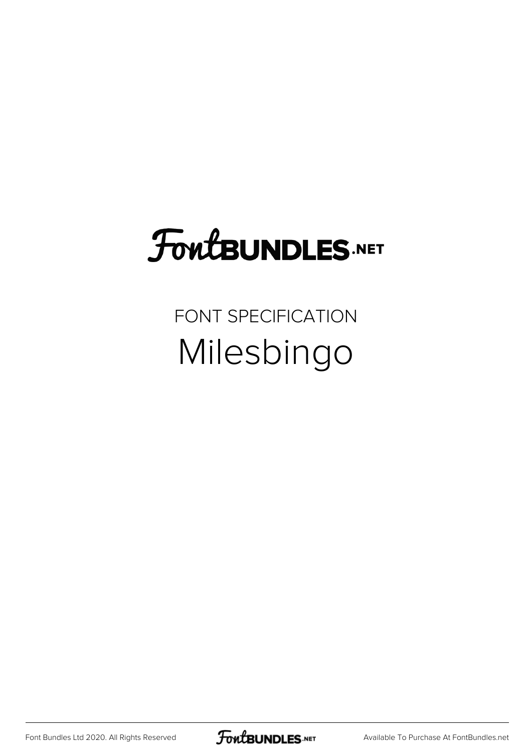FontBUNDLES.NET

FONT SPECIFICATION

# Milesbingo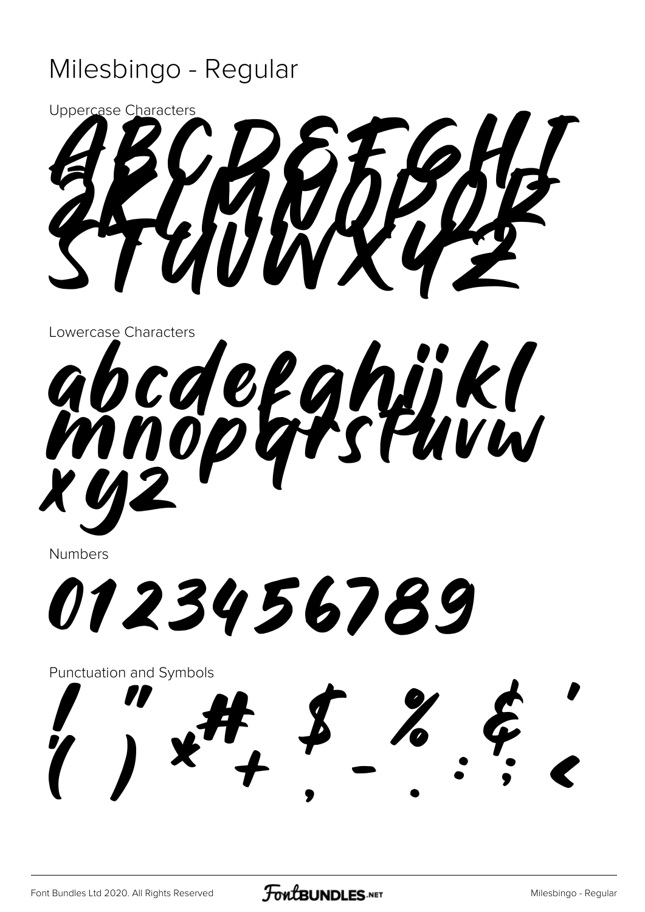# Milesbingo - Regular

Uppercase Characters

ABCDEFGHI
JKLMNOPQR
STUVWXYZ

Lowercase Characters

abcdefghijkl
mnopqrstuvw
xyz

Numbers

0123456789

Punctuation and Symbols

! " # $ % & '
( ) * + , - . : ; <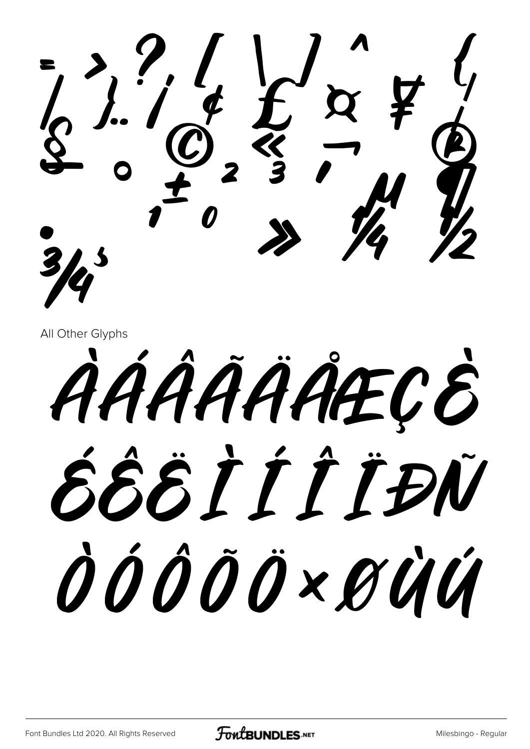= > ? [ \ ] ^ { | } ~ ¡ ¢ £ ¤ ¥ ¦ § ¨ © ª « ¬ ® ¯ ° ± ² ³ ´ µ ¶ · ¸ ¹ º » ¼ ½ ¾

All Other Glyphs

À Á Â Ã Ä Å Æ Ç È É Ê Ë Ì Í Î Ï Ð Ñ Ò Ó Ô Õ Ö × Ø Ù Ú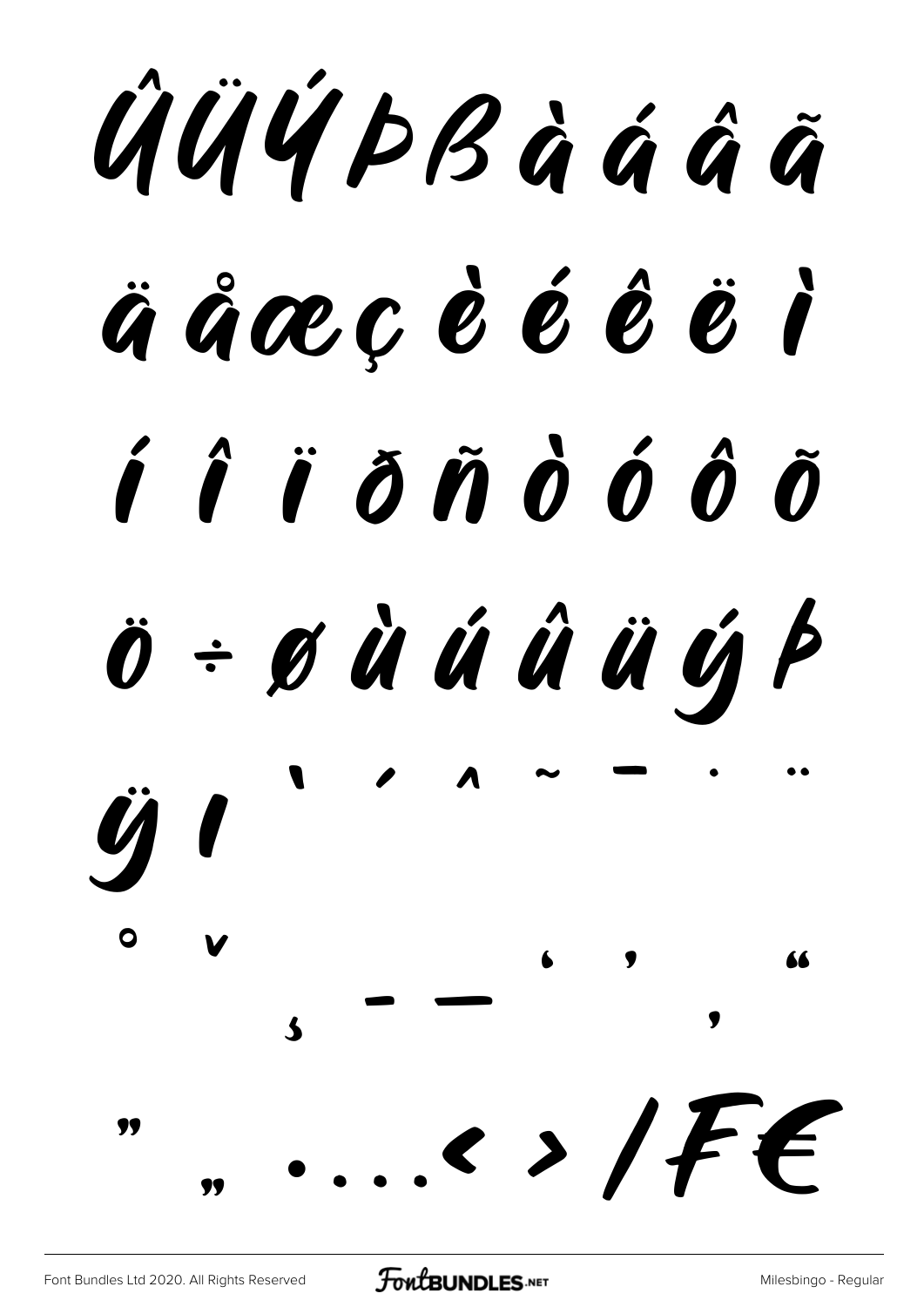Û Ü Ý Þ ß à á â ã

ä å æ ç è é ê ë ì

í î ï ð ñ ò ó ô õ

ö ÷ ø ù ú û ü ý þ

ÿ ı ˋ ˊ ˆ ˜ ¯ ˙ ¨

˚ ˇ ¸ – — ‘ ’ ‚ “

” „ • … ‹ › ⁄ ₣ €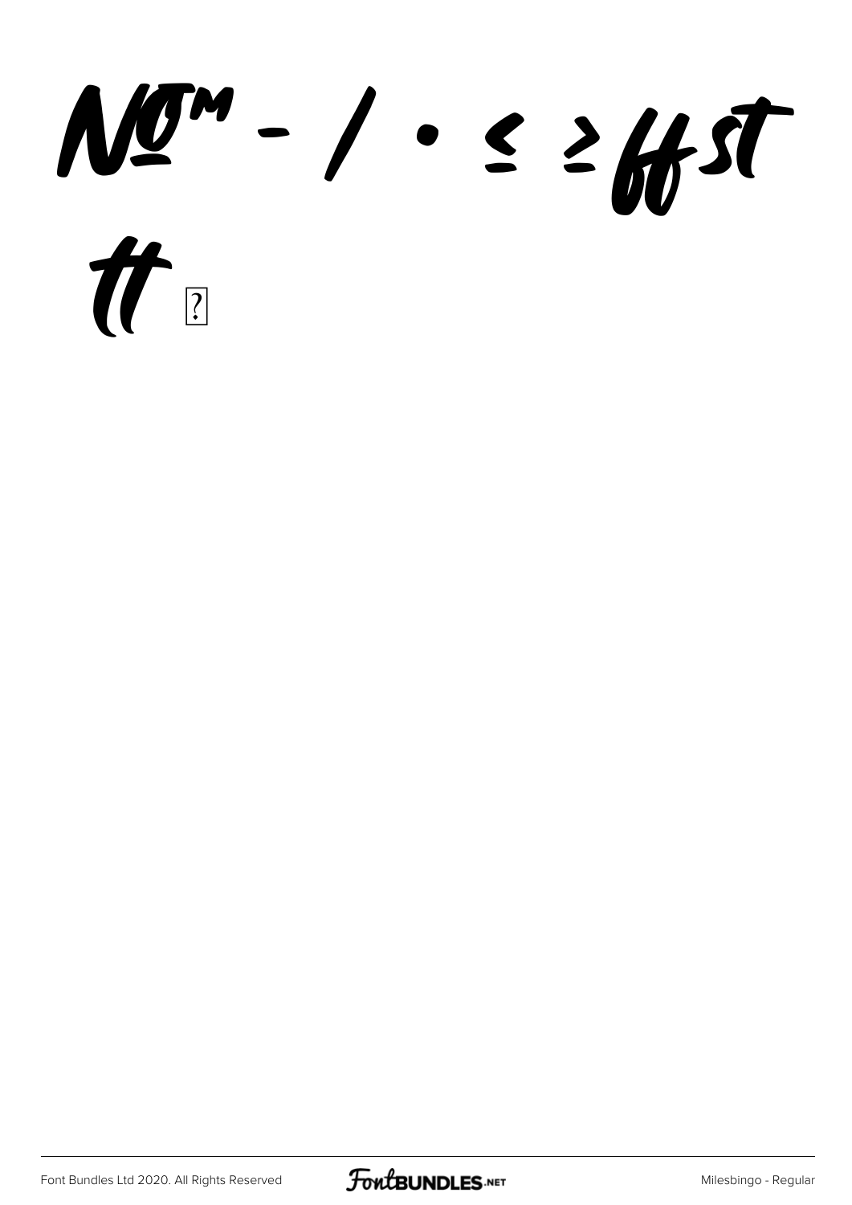№ ™ - / • ≤ ≥ ff st

tt ?